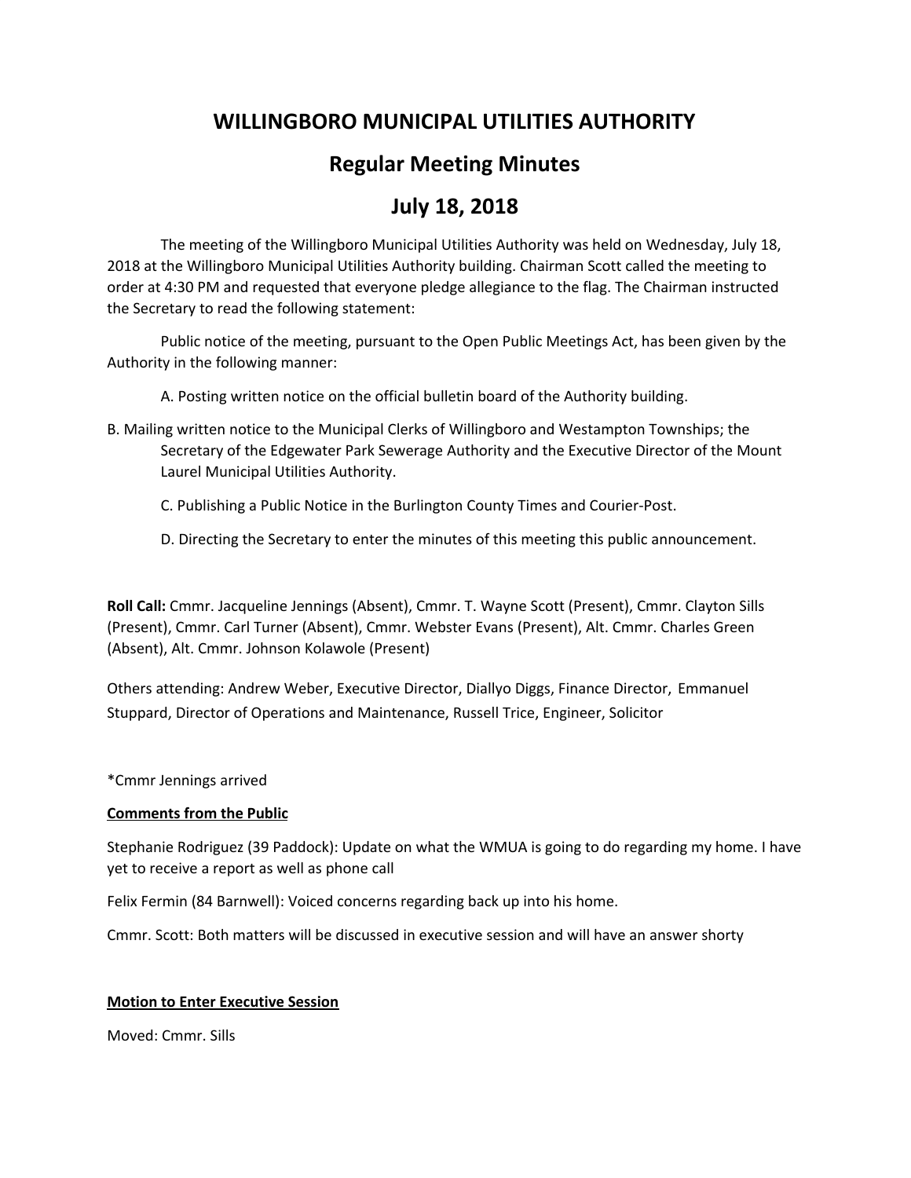# WILLINGBORO MUNICIPAL UTILITIES AUTHORITY

## Regular Meeting Minutes

## July 18, 2018

The meeting of the Willingboro Municipal Utilities Authority was held on Wednesday, July 18, 2018 at the Willingboro Municipal Utilities Authority building. Chairman Scott called the meeting to order at 4:30 PM and requested that everyone pledge allegiance to the flag. The Chairman instructed the Secretary to read the following statement:

Public notice of the meeting, pursuant to the Open Public Meetings Act, has been given by the Authority in the following manner:

A. Posting written notice on the official bulletin board of the Authority building.

B. Mailing written notice to the Municipal Clerks of Willingboro and Westampton Townships; the Secretary of the Edgewater Park Sewerage Authority and the Executive Director of the Mount Laurel Municipal Utilities Authority.

C. Publishing a Public Notice in the Burlington County Times and Courier-Post.

D. Directing the Secretary to enter the minutes of this meeting this public announcement.

**Roll Call:** Cmmr. Jacqueline Jennings (Absent), Cmmr. T. Wayne Scott (Present), Cmmr. Clayton Sills (Present), Cmmr. Carl Turner (Absent), Cmmr. Webster Evans (Present), Alt. Cmmr. Charles Green (Absent), Alt. Cmmr. Johnson Kolawole (Present)

Others attending: Andrew Weber, Executive Director, Diallyo Diggs, Finance Director, Emmanuel Stuppard, Director of Operations and Maintenance, Russell Trice, Engineer, Solicitor

*Cmmr Jennings arrived

**Comments from the Public**

Stephanie Rodriguez (39 Paddock): Update on what the WMUA is going to do regarding my home. I have yet to receive a report as well as phone call

Felix Fermin (84 Barnwell): Voiced concerns regarding back up into his home.

Cmmr. Scott: Both matters will be discussed in executive session and will have an answer shorty

**Motion to Enter Executive Session**

Moved: Cmmr. Sills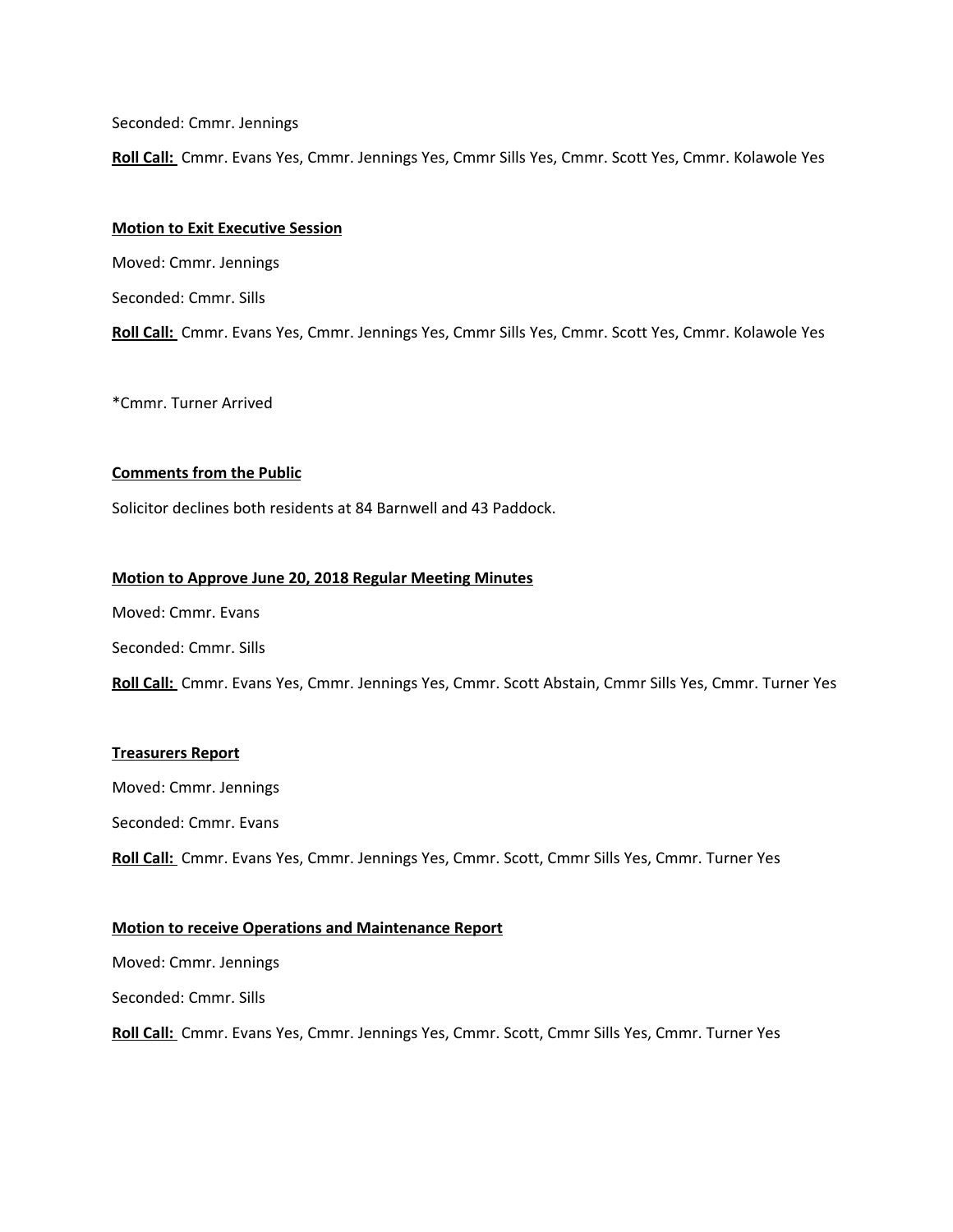Seconded: Cmmr. Jennings

**Roll Call:** Cmmr. Evans Yes, Cmmr. Jennings Yes, Cmmr Sills Yes, Cmmr. Scott Yes, Cmmr. Kolawole Yes

**Motion to Exit Executive Session**

Moved: Cmmr. Jennings

Seconded: Cmmr. Sills

**Roll Call:** Cmmr. Evans Yes, Cmmr. Jennings Yes, Cmmr Sills Yes, Cmmr. Scott Yes, Cmmr. Kolawole Yes

*Cmmr. Turner Arrived

**Comments from the Public**

Solicitor declines both residents at 84 Barnwell and 43 Paddock.

**Motion to Approve June 20, 2018 Regular Meeting Minutes**

Moved: Cmmr. Evans

Seconded: Cmmr. Sills

**Roll Call:** Cmmr. Evans Yes, Cmmr. Jennings Yes, Cmmr. Scott Abstain, Cmmr Sills Yes, Cmmr. Turner Yes

**Treasurers Report**

Moved: Cmmr. Jennings

Seconded: Cmmr. Evans

**Roll Call:** Cmmr. Evans Yes, Cmmr. Jennings Yes, Cmmr. Scott, Cmmr Sills Yes, Cmmr. Turner Yes

**Motion to receive Operations and Maintenance Report**

Moved: Cmmr. Jennings

Seconded: Cmmr. Sills

**Roll Call:** Cmmr. Evans Yes, Cmmr. Jennings Yes, Cmmr. Scott, Cmmr Sills Yes, Cmmr. Turner Yes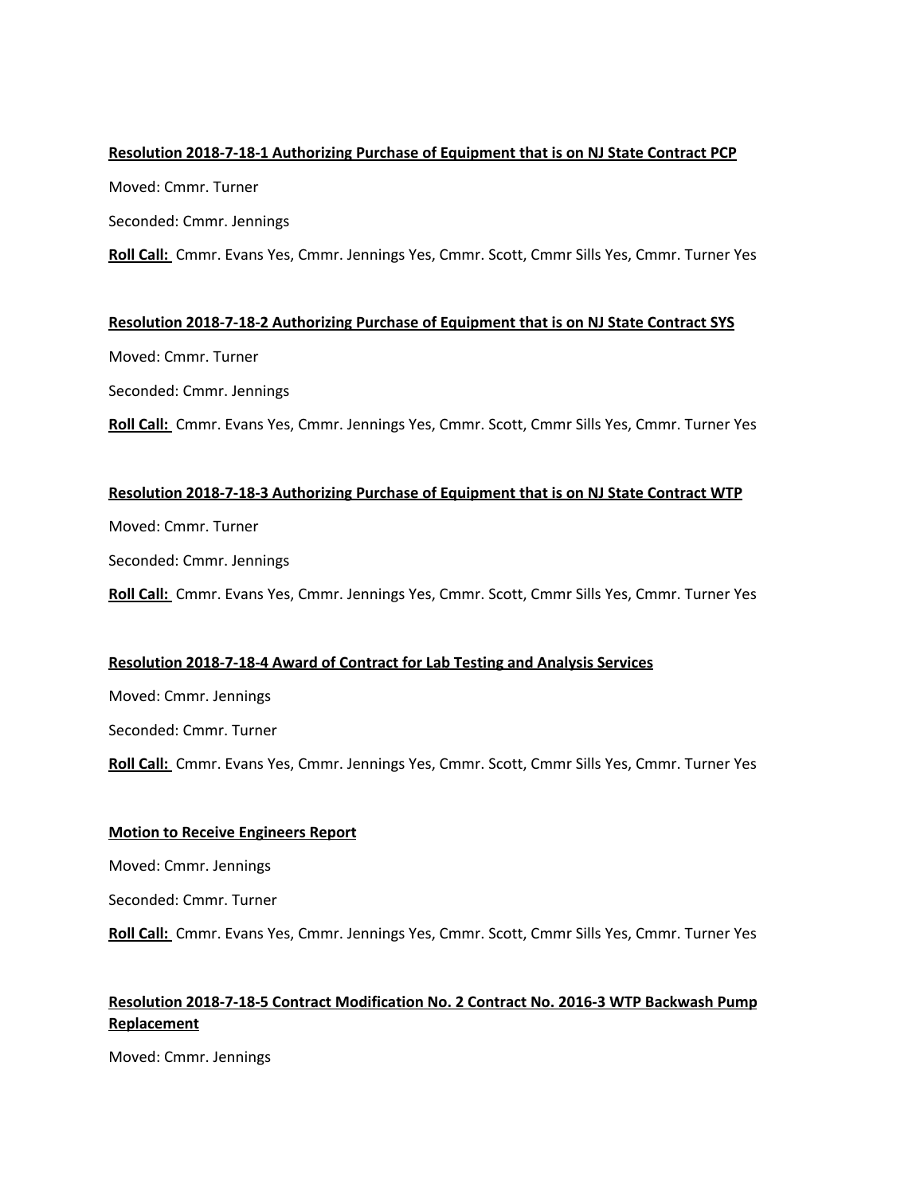**Resolution 2018-7-18-1 Authorizing Purchase of Equipment that is on NJ State Contract PCP**

Moved: Cmmr. Turner

Seconded: Cmmr. Jennings

**Roll Call:** Cmmr. Evans Yes, Cmmr. Jennings Yes, Cmmr. Scott, Cmmr Sills Yes, Cmmr. Turner Yes

**Resolution 2018-7-18-2 Authorizing Purchase of Equipment that is on NJ State Contract SYS**

Moved: Cmmr. Turner

Seconded: Cmmr. Jennings

**Roll Call:** Cmmr. Evans Yes, Cmmr. Jennings Yes, Cmmr. Scott, Cmmr Sills Yes, Cmmr. Turner Yes

**Resolution 2018-7-18-3 Authorizing Purchase of Equipment that is on NJ State Contract WTP**

Moved: Cmmr. Turner

Seconded: Cmmr. Jennings

**Roll Call:** Cmmr. Evans Yes, Cmmr. Jennings Yes, Cmmr. Scott, Cmmr Sills Yes, Cmmr. Turner Yes

**Resolution 2018-7-18-4 Award of Contract for Lab Testing and Analysis Services**

Moved: Cmmr. Jennings

Seconded: Cmmr. Turner

**Roll Call:** Cmmr. Evans Yes, Cmmr. Jennings Yes, Cmmr. Scott, Cmmr Sills Yes, Cmmr. Turner Yes

**Motion to Receive Engineers Report**

Moved: Cmmr. Jennings

Seconded: Cmmr. Turner

**Roll Call:** Cmmr. Evans Yes, Cmmr. Jennings Yes, Cmmr. Scott, Cmmr Sills Yes, Cmmr. Turner Yes

**Resolution 2018-7-18-5 Contract Modification No. 2 Contract No. 2016-3 WTP Backwash Pump Replacement**

Moved: Cmmr. Jennings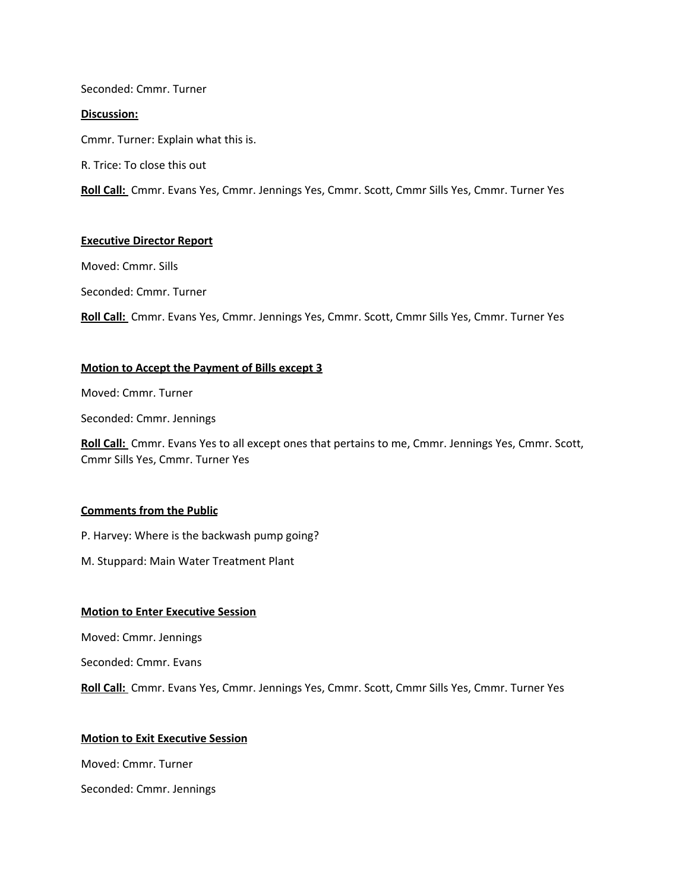Seconded: Cmmr. Turner

**Discussion:**

Cmmr. Turner: Explain what this is.

R. Trice: To close this out

**Roll Call:** Cmmr. Evans Yes, Cmmr. Jennings Yes, Cmmr. Scott, Cmmr Sills Yes, Cmmr. Turner Yes

**Executive Director Report**

Moved: Cmmr. Sills

Seconded: Cmmr. Turner

**Roll Call:** Cmmr. Evans Yes, Cmmr. Jennings Yes, Cmmr. Scott, Cmmr Sills Yes, Cmmr. Turner Yes

**Motion to Accept the Payment of Bills except 3**

Moved: Cmmr. Turner

Seconded: Cmmr. Jennings

**Roll Call:** Cmmr. Evans Yes to all except ones that pertains to me, Cmmr. Jennings Yes, Cmmr. Scott, Cmmr Sills Yes, Cmmr. Turner Yes

**Comments from the Public**

P. Harvey: Where is the backwash pump going?

M. Stuppard: Main Water Treatment Plant

**Motion to Enter Executive Session**

Moved: Cmmr. Jennings

Seconded: Cmmr. Evans

**Roll Call:** Cmmr. Evans Yes, Cmmr. Jennings Yes, Cmmr. Scott, Cmmr Sills Yes, Cmmr. Turner Yes

**Motion to Exit Executive Session**

Moved: Cmmr. Turner

Seconded: Cmmr. Jennings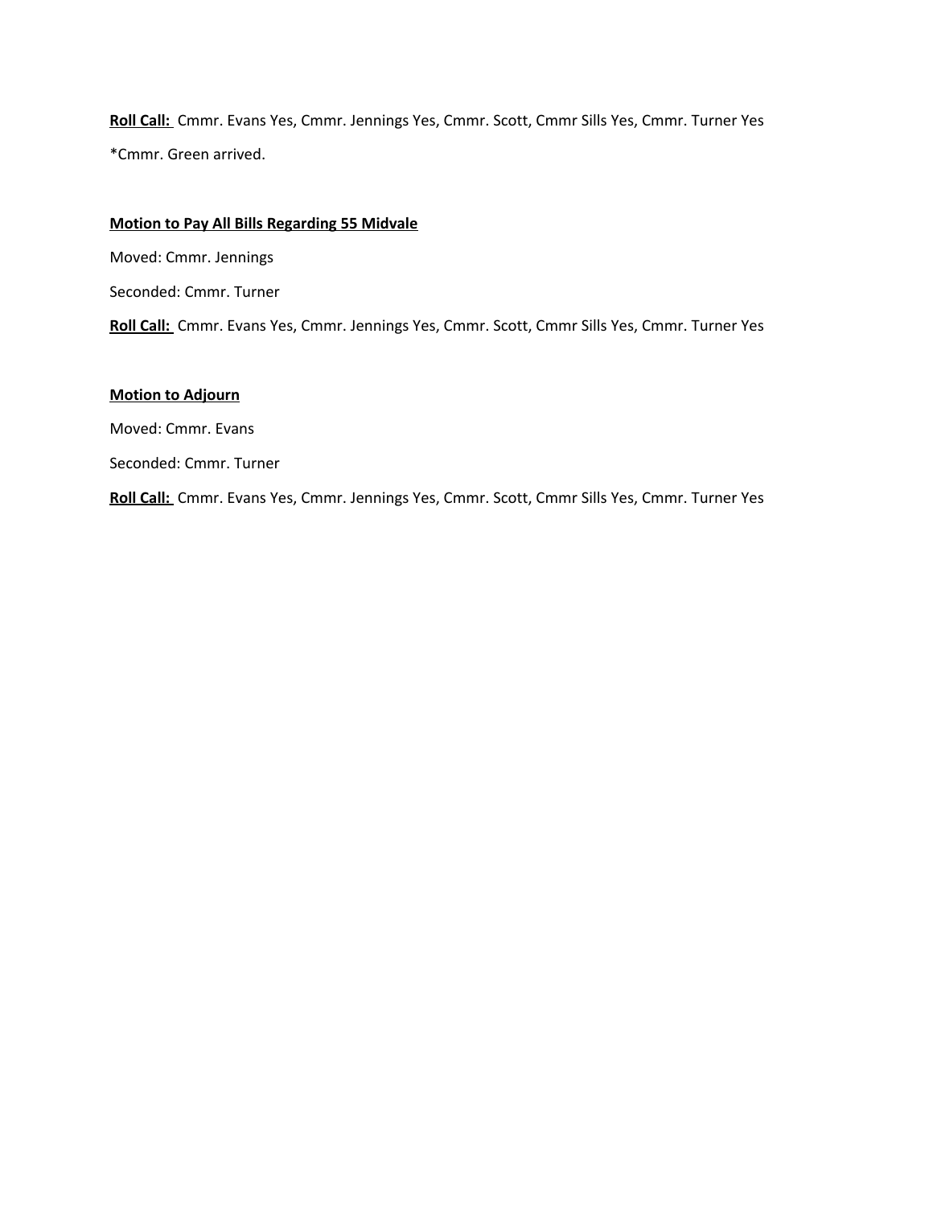**Roll Call:** Cmmr. Evans Yes, Cmmr. Jennings Yes, Cmmr. Scott, Cmmr Sills Yes, Cmmr. Turner Yes

*Cmmr. Green arrived.

**Motion to Pay All Bills Regarding 55 Midvale**

Moved: Cmmr. Jennings

Seconded: Cmmr. Turner

**Roll Call:** Cmmr. Evans Yes, Cmmr. Jennings Yes, Cmmr. Scott, Cmmr Sills Yes, Cmmr. Turner Yes

**Motion to Adjourn**

Moved: Cmmr. Evans

Seconded: Cmmr. Turner

**Roll Call:** Cmmr. Evans Yes, Cmmr. Jennings Yes, Cmmr. Scott, Cmmr Sills Yes, Cmmr. Turner Yes